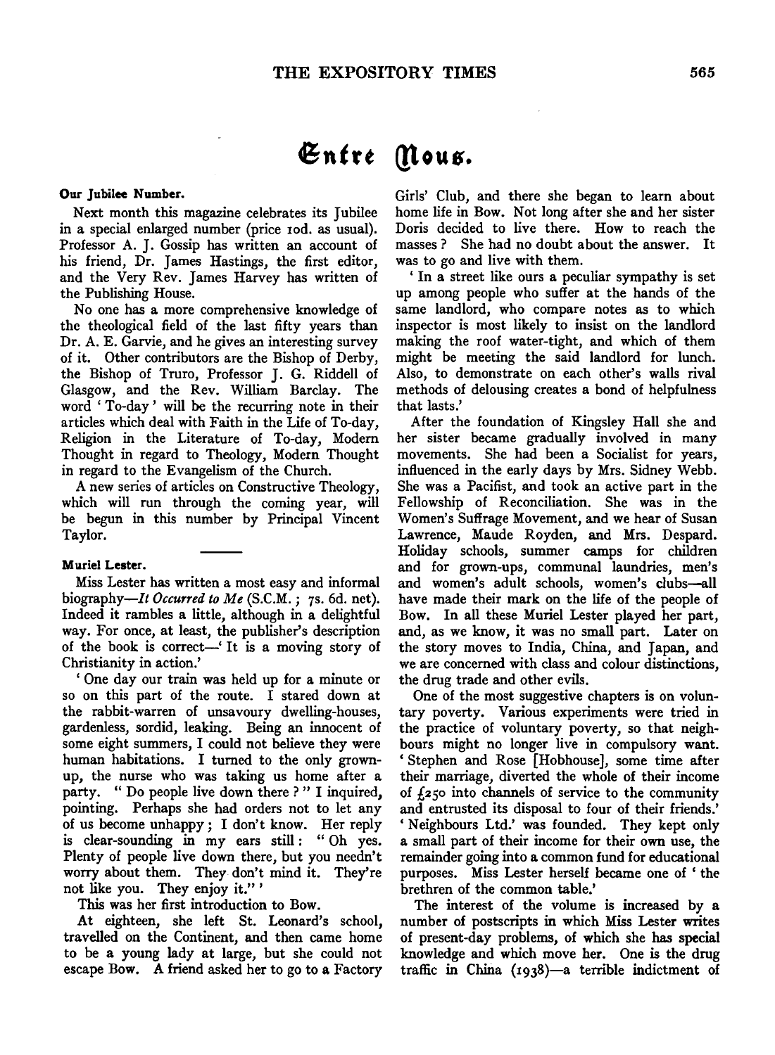# Entre Nous.

### Our Jubilee Number.

Next month this magazine celebrates its Jubilee in a special enlarged number (price 10d. as usual). Professor A. J. Gossip has written an account of his friend, Dr. James Hastings, the first editor, and the Very Rev. James Harvey has written of the Publishing House.

No one has a more comprehensive knowledge of the theological field of the last fifty years than Dr. A. E. Garvie, and he gives an interesting survey of it. Other contributors are the Bishop of Derby, the Bishop of Truro, Professor J. G. Riddell of Glasgow, and the Rev. William Barclay. The word 'To-day' will be the recurring note in their articles which deal with Faith in the Life of To-day, Religion in the Literature of To-day, Modern Thought in regard to Theology, Modern Thought in regard to the Evangelism of the Church.

A new series of articles on Constructive Theology, which will run through the coming year, will be begun in this number by Principal Vincent Taylor.

### Muriel Lester.

Miss Lester has written a most easy and informal biography—*It Occurred to Me* (S.C.M.; 7s. 6d. net). Indeed it rambles a little, although in a delightful way. For once, at least, the publisher's description of the book is correct—'It is a moving story of Christianity in action.'

'One day our train was held up for a minute or so on this part of the route. I stared down at the rabbit-warren of unsavoury dwelling-houses, gardenless, sordid, leaking. Being an innocent of some eight summers, I could not believe they were human habitations. I turned to the only grown-up, the nurse who was taking us home after a party. "Do people live down there?" I inquired, pointing. Perhaps she had orders not to let any of us become unhappy; I don't know. Her reply is clear-sounding in my ears still: "Oh yes. Plenty of people live down there, but you needn't worry about them. They don't mind it. They're not like you. They enjoy it."'

This was her first introduction to Bow.

At eighteen, she left St. Leonard's school, travelled on the Continent, and then came home to be a young lady at large, but she could not escape Bow. A friend asked her to go to a Factory Girls' Club, and there she began to learn about home life in Bow. Not long after she and her sister Doris decided to live there. How to reach the masses? She had no doubt about the answer. It was to go and live with them.

'In a street like ours a peculiar sympathy is set up among people who suffer at the hands of the same landlord, who compare notes as to which inspector is most likely to insist on the landlord making the roof water-tight, and which of them might be meeting the said landlord for lunch. Also, to demonstrate on each other's walls rival methods of delousing creates a bond of helpfulness that lasts.'

After the foundation of Kingsley Hall she and her sister became gradually involved in many movements. She had been a Socialist for years, influenced in the early days by Mrs. Sidney Webb. She was a Pacifist, and took an active part in the Fellowship of Reconciliation. She was in the Women's Suffrage Movement, and we hear of Susan Lawrence, Maude Royden, and Mrs. Despard. Holiday schools, summer camps for children and for grown-ups, communal laundries, men's and women's adult schools, women's clubs—all have made their mark on the life of the people of Bow. In all these Muriel Lester played her part, and, as we know, it was no small part. Later on the story moves to India, China, and Japan, and we are concerned with class and colour distinctions, the drug trade and other evils.

One of the most suggestive chapters is on voluntary poverty. Various experiments were tried in the practice of voluntary poverty, so that neighbours might no longer live in compulsory want. 'Stephen and Rose [Hobhouse], some time after their marriage, diverted the whole of their income of £250 into channels of service to the community and entrusted its disposal to four of their friends.' 'Neighbours Ltd.' was founded. They kept only a small part of their income for their own use, the remainder going into a common fund for educational purposes. Miss Lester herself became one of 'the brethren of the common table.'

The interest of the volume is increased by a number of postscripts in which Miss Lester writes of present-day problems, of which she has special knowledge and which move her. One is the drug traffic in China (1938)—a terrible indictment of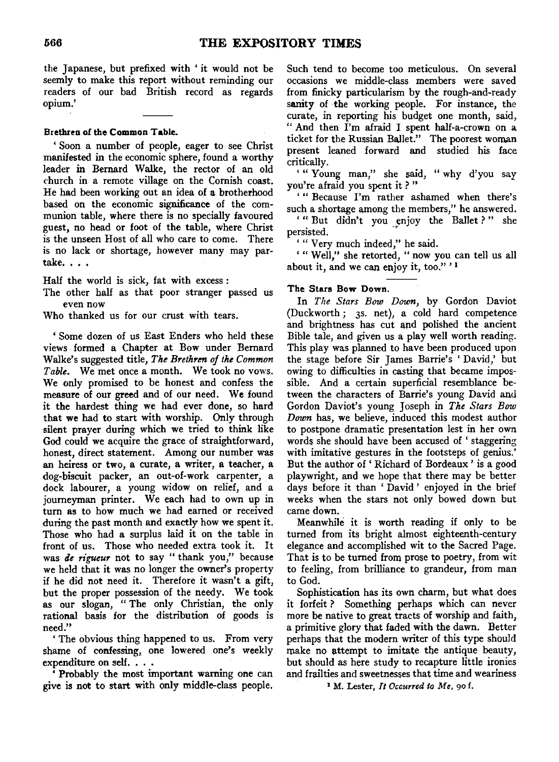the Japanese, but prefixed with 'it would not be seemly to make this report without reminding our readers of our bad British record as regards opium.'

### Brethren of the Common Table.

'Soon a number of people, eager to see Christ manifested in the economic sphere, found a worthy leader in Bernard Walke, the rector of an old church in a remote village on the Cornish coast. He had been working out an idea of a brotherhood based on the economic significance of the communion table, where there is no specially favoured guest, no head or foot of the table, where Christ is the unseen Host of all who care to come. There is no lack or shortage, however many may partake. . . .

Half the world is sick, fat with excess:
The other half as that poor stranger passed us even now
Who thanked us for our crust with tears.

'Some dozen of us East Enders who held these views formed a Chapter at Bow under Bernard Walke's suggested title, *The Brethren of the Common Table*. We met once a month. We took no vows. We only promised to be honest and confess the measure of our greed and of our need. We found it the hardest thing we had ever done, so hard that we had to start with worship. Only through silent prayer during which we tried to think like God could we acquire the grace of straightforward, honest, direct statement. Among our number was an heiress or two, a curate, a writer, a teacher, a dog-biscuit packer, an out-of-work carpenter, a dock labourer, a young widow on relief, and a journeyman printer. We each had to own up in turn as to how much we had earned or received during the past month and exactly how we spent it. Those who had a surplus laid it on the table in front of us. Those who needed extra took it. It was *de rigueur* not to say "thank you," because we held that it was no longer the owner's property if he did not need it. Therefore it wasn't a gift, but the proper possession of the needy. We took as our slogan, "The only Christian, the only rational basis for the distribution of goods is need."

'The obvious thing happened to us. From very shame of confessing, one lowered one's weekly expenditure on self. . . .

'Probably the most important warning one can give is not to start with only middle-class people. Such tend to become too meticulous. On several occasions we middle-class members were saved from finicky particularism by the rough-and-ready sanity of the working people. For instance, the curate, in reporting his budget one month, said, "And then I'm afraid I spent half-a-crown on a ticket for the Russian Ballet." The poorest woman present leaned forward and studied his face critically.

'"Young man," she said, "why d'you say you're afraid you spent it?"

'"Because I'm rather ashamed when there's such a shortage among the members," he answered.

'"But didn't you enjoy the Ballet?" she persisted.

'"Very much indeed," he said.

'"Well," she retorted, "now you can tell us all about it, and we can enjoy it, too."'[1]

### The Stars Bow Down.

In *The Stars Bow Down*, by Gordon Daviot (Duckworth; 3s. net), a cold hard competence and brightness has cut and polished the ancient Bible tale, and given us a play well worth reading. This play was planned to have been produced upon the stage before Sir James Barrie's 'David,' but owing to difficulties in casting that became impossible. And a certain superficial resemblance between the characters of Barrie's young David and Gordon Daviot's young Joseph in *The Stars Bow Down* has, we believe, induced this modest author to postpone dramatic presentation lest in her own words she should have been accused of 'staggering with imitative gestures in the footsteps of genius.' But the author of 'Richard of Bordeaux' is a good playwright, and we hope that there may be better days before it than 'David' enjoyed in the brief weeks when the stars not only bowed down but came down.

Meanwhile it is worth reading if only to be turned from its bright almost eighteenth-century elegance and accomplished wit to the Sacred Page. That is to be turned from prose to poetry, from wit to feeling, from brilliance to grandeur, from man to God.

Sophistication has its own charm, but what does it forfeit? Something perhaps which can never more be native to great tracts of worship and faith, a primitive glory that faded with the dawn. Better perhaps that the modern writer of this type should make no attempt to imitate the antique beauty, but should as here study to recapture little ironies and frailties and sweetnesses that time and weariness

[1] M. Lester, *It Occurred to Me*, 90 f.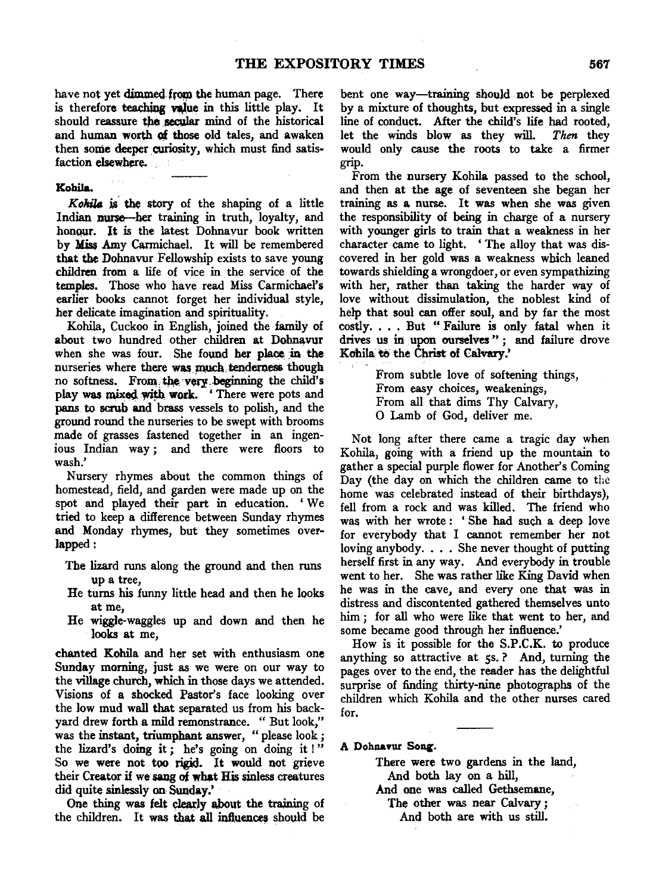have not yet dimmed from the human page. There is therefore teaching value in this little play. It should reassure the secular mind of the historical and human worth of those old tales, and awaken then some deeper curiosity, which must find satisfaction elsewhere.

**Kohila.**

*Kohila* is the story of the shaping of a little Indian nurse—her training in truth, loyalty, and honour. It is the latest Dohnavur book written by Miss Amy Carmichael. It will be remembered that the Dohnavur Fellowship exists to save young children from a life of vice in the service of the temples. Those who have read Miss Carmichael's earlier books cannot forget her individual style, her delicate imagination and spirituality.

Kohila, Cuckoo in English, joined the family of about two hundred other children at Dohnavur when she was four. She found her place in the nurseries where there was much tenderness though no softness. From the very beginning the child's play was mixed with work. 'There were pots and pans to scrub and brass vessels to polish, and the ground round the nurseries to be swept with brooms made of grasses fastened together in an ingenious Indian way; and there were floors to wash.'

Nursery rhymes about the common things of homestead, field, and garden were made up on the spot and played their part in education. 'We tried to keep a difference between Sunday rhymes and Monday rhymes, but they sometimes overlapped:

> The lizard runs along the ground and then runs up a tree,
> He turns his funny little head and then he looks at me,
> He wiggle-waggles up and down and then he looks at me,

chanted Kohila and her set with enthusiasm one Sunday morning, just as we were on our way to the village church, which in those days we attended. Visions of a shocked Pastor's face looking over the low mud wall that separated us from his backyard drew forth a mild remonstrance. "But look," was the instant, triumphant answer, "please look; the lizard's doing it; he's going on doing it!" So we were not too rigid. It would not grieve their Creator if we sang of what His sinless creatures did quite sinlessly on Sunday.'

One thing was felt clearly about the training of the children. It was that all influences should be bent one way—training should not be perplexed by a mixture of thoughts, but expressed in a single line of conduct. After the child's life had rooted, let the winds blow as they will. *Then* they would only cause the roots to take a firmer grip.

From the nursery Kohila passed to the school, and then at the age of seventeen she began her training as a nurse. It was when she was given the responsibility of being in charge of a nursery with younger girls to train that a weakness in her character came to light. 'The alloy that was discovered in her gold was a weakness which leaned towards shielding a wrongdoer, or even sympathizing with her, rather than taking the harder way of love without dissimulation, the noblest kind of help that soul can offer soul, and by far the most costly. . . . But "Failure is only fatal when it drives us in upon ourselves"; and failure drove Kohila to the Christ of Calvary.'

> From subtle love of softening things,
> From easy choices, weakenings,
> From all that dims Thy Calvary,
> O Lamb of God, deliver me.

Not long after there came a tragic day when Kohila, going with a friend up the mountain to gather a special purple flower for Another's Coming Day (the day on which the children came to the home was celebrated instead of their birthdays), fell from a rock and was killed. The friend who was with her wrote: 'She had such a deep love for everybody that I cannot remember her not loving anybody. . . . She never thought of putting herself first in any way. And everybody in trouble went to her. She was rather like King David when he was in the cave, and every one that was in distress and discontented gathered themselves unto him; for all who were like that went to her, and some became good through her influence.'

How is it possible for the S.P.C.K. to produce anything so attractive at 5s.? And, turning the pages over to the end, the reader has the delightful surprise of finding thirty-nine photographs of the children which Kohila and the other nurses cared for.

**A Dohnavur Song.**

> There were two gardens in the land,
> And both lay on a hill,
> And one was called Gethsemane,
> The other was near Calvary;
> And both are with us still.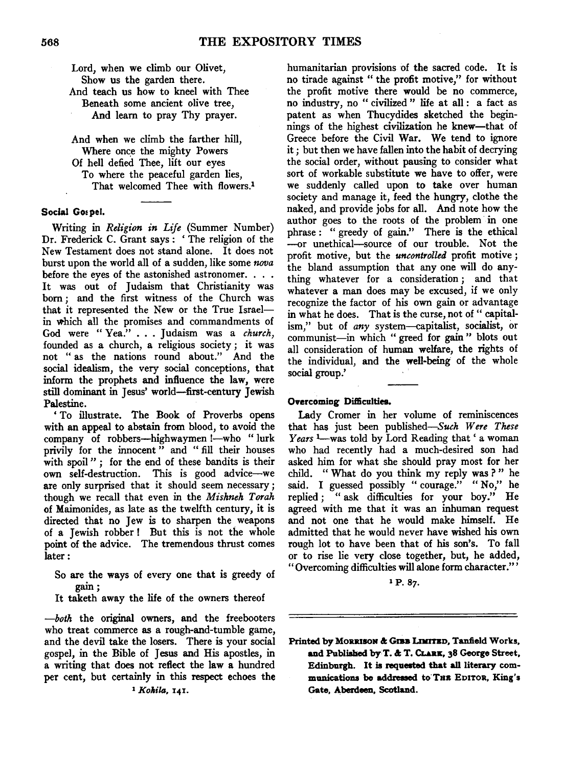Lord, when we climb our Olivet,
  Show us the garden there.
And teach us how to kneel with Thee
  Beneath some ancient olive tree,
    And learn to pray Thy prayer.

And when we climb the farther hill,
  Where once the mighty Powers
Of hell defied Thee, lift our eyes
  To where the peaceful garden lies,
    That welcomed Thee with flowers.[1]

### Social Gospel.

Writing in *Religion in Life* (Summer Number) Dr. Frederick C. Grant says: 'The religion of the New Testament does not stand alone. It does not burst upon the world all of a sudden, like some *nova* before the eyes of the astonished astronomer. . . . It was out of Judaism that Christianity was born; and the first witness of the Church was that it represented the New or the True Israel—in which all the promises and commandments of God were "Yea." . . . Judaism was a *church*, founded as a church, a religious society; it was not "as the nations round about." And the social idealism, the very social conceptions, that inform the prophets and influence the law, were still dominant in Jesus' world—first-century Jewish Palestine.

'To illustrate. The Book of Proverbs opens with an appeal to abstain from blood, to avoid the company of robbers—highwaymen!—who "lurk privily for the innocent" and "fill their houses with spoil"; for the end of these bandits is their own self-destruction. This is good advice—we are only surprised that it should seem necessary; though we recall that even in the *Mishneh Torah* of Maimonides, as late as the twelfth century, it is directed that no Jew is to sharpen the weapons of a Jewish robber! But this is not the whole point of the advice. The tremendous thrust comes later:

> So are the ways of every one that is greedy of gain;
> It taketh away the life of the owners thereof

—*both* the original owners, and the freebooters who treat commerce as a rough-and-tumble game, and the devil take the losers. There is your social gospel, in the Bible of Jesus and His apostles, in a writing that does not reflect the law a hundred per cent, but certainly in this respect echoes the humanitarian provisions of the sacred code. It is no tirade against "the profit motive," for without the profit motive there would be no commerce, no industry, no "civilized" life at all: a fact as patent as when Thucydides sketched the beginnings of the highest civilization he knew—that of Greece before the Civil War. We tend to ignore it; but then we have fallen into the habit of decrying the social order, without pausing to consider what sort of workable substitute we have to offer, were we suddenly called upon to take over human society and manage it, feed the hungry, clothe the naked, and provide jobs for all. And note how the author goes to the roots of the problem in one phrase: "greedy of gain." There is the ethical—or unethical—source of our trouble. Not the profit motive, but the *uncontrolled* profit motive; the bland assumption that any one will do anything whatever for a consideration; and that whatever a man does may be excused, if we only recognize the factor of his own gain or advantage in what he does. That is the curse, not of "capitalism," but of *any* system—capitalist, socialist, or communist—in which "greed for gain" blots out all consideration of human welfare, the rights of the individual, and the well-being of the whole social group.'

[1] *Kohila*, 141.

### Overcoming Difficulties.

Lady Cromer in her volume of reminiscences that has just been published—*Such Were These Years*[1]—was told by Lord Reading that 'a woman who had recently had a much-desired son had asked him for what she should pray most for her child. "What do you think my reply was?" he said. I guessed possibly "courage." "No," he replied; "ask difficulties for your boy." He agreed with me that it was an inhuman request and not one that he would make himself. He admitted that he would never have wished his own rough lot to have been that of his son's. To fall or to rise lie very close together, but, he added, "Overcoming difficulties will alone form character."'

[1] P. 87.

**Printed by Morrison & Gibb Limited, Tanfield Works, and Published by T. & T. Clark, 38 George Street, Edinburgh. It is requested that all literary communications be addressed to The Editor, King's Gate, Aberdeen, Scotland.**